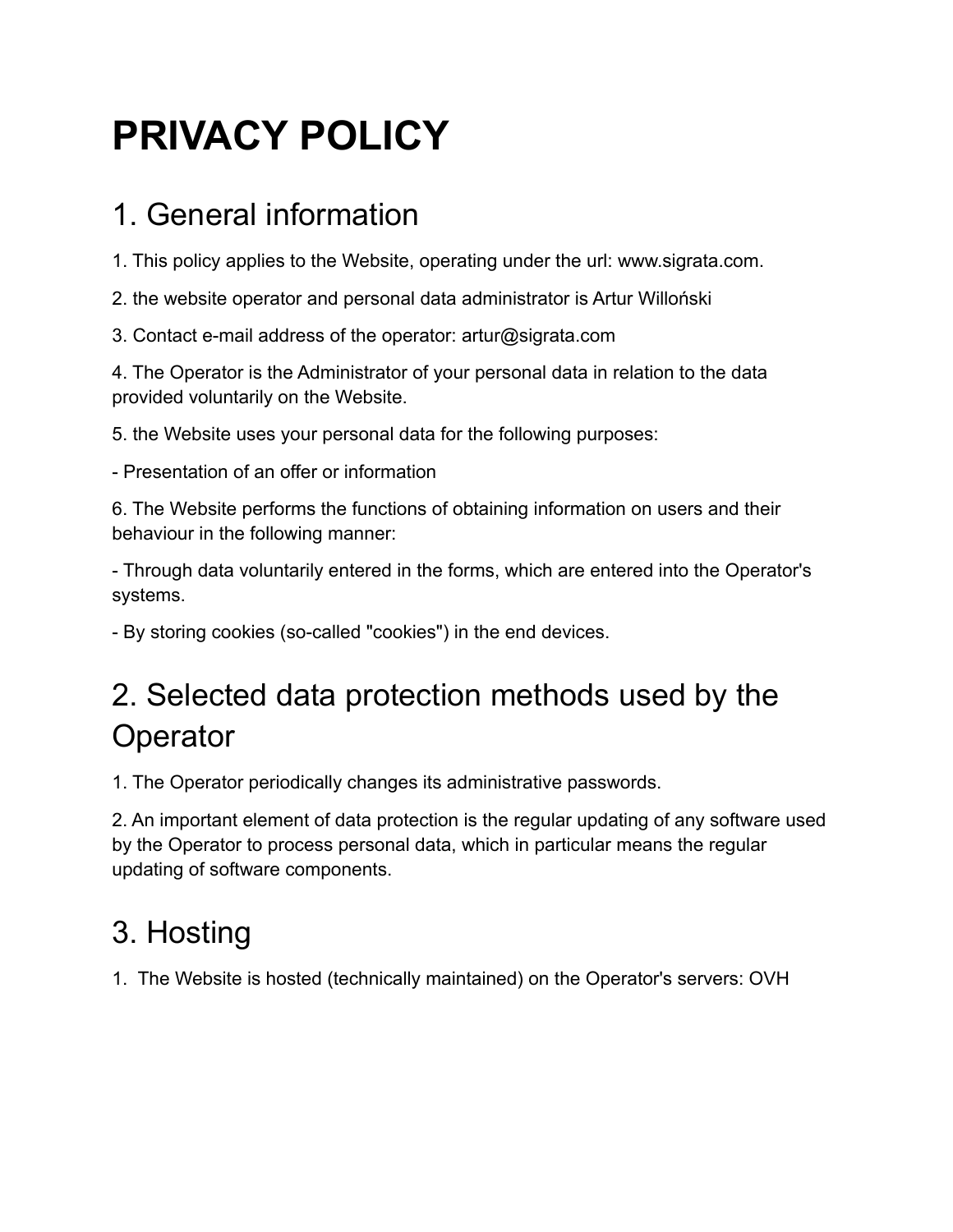# PRIVACY POLICY

## 1. General information

1. This policy applies to the Website, operating under the url: www.sigrata.com.

2. the website operator and personal data administrator is Artur Willoński

3. Contact e-mail address of the operator: artur@sigrata.com

4. The Operator is the Administrator of your personal data in relation to the data provided voluntarily on the Website.

5. the Website uses your personal data for the following purposes:

- Presentation of an offer or information

6. The Website performs the functions of obtaining information on users and their behaviour in the following manner:

- Through data voluntarily entered in the forms, which are entered into the Operator's systems.

- By storing cookies (so-called "cookies") in the end devices.

## 2. Selected data protection methods used by the Operator

1. The Operator periodically changes its administrative passwords.

2. An important element of data protection is the regular updating of any software used by the Operator to process personal data, which in particular means the regular updating of software components.

## 3. Hosting

1. The Website is hosted (technically maintained) on the Operator's servers: OVH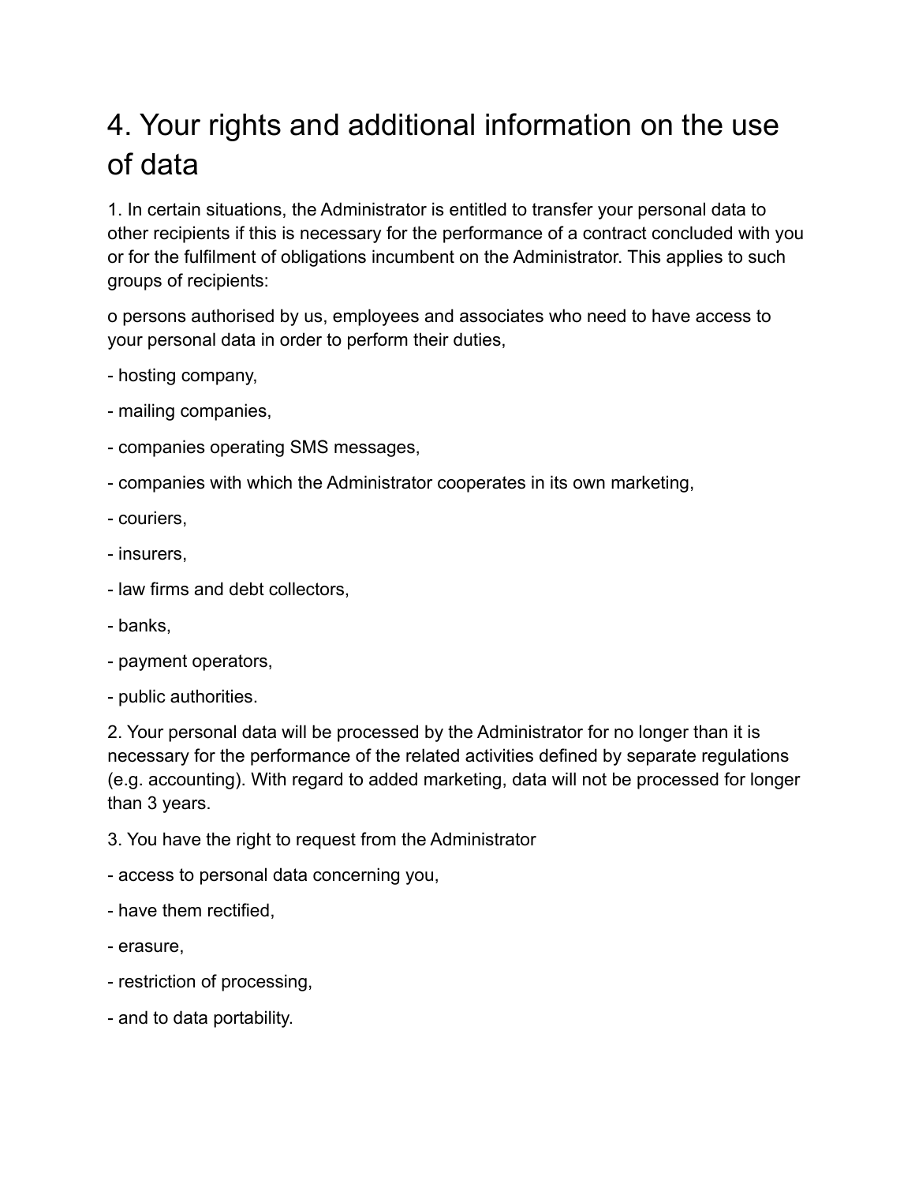# 4. Your rights and additional information on the use of data

1. In certain situations, the Administrator is entitled to transfer your personal data to other recipients if this is necessary for the performance of a contract concluded with you or for the fulfilment of obligations incumbent on the Administrator. This applies to such groups of recipients:

o persons authorised by us, employees and associates who need to have access to your personal data in order to perform their duties,

- hosting company,
- mailing companies,
- companies operating SMS messages,
- companies with which the Administrator cooperates in its own marketing,
- couriers,
- insurers,
- law firms and debt collectors,
- banks,
- payment operators,
- public authorities.

2. Your personal data will be processed by the Administrator for no longer than it is necessary for the performance of the related activities defined by separate regulations (e.g. accounting). With regard to added marketing, data will not be processed for longer than 3 years.

3. You have the right to request from the Administrator

- access to personal data concerning you,
- have them rectified,
- erasure,
- restriction of processing,
- and to data portability.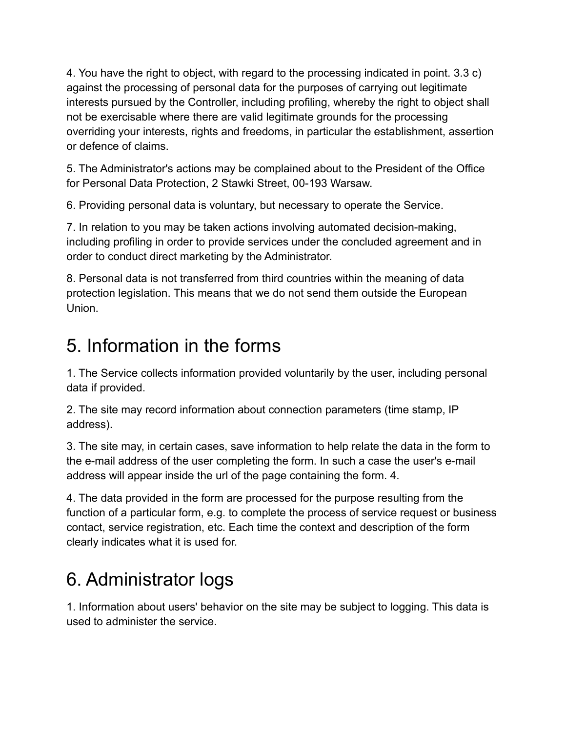4. You have the right to object, with regard to the processing indicated in point. 3.3 c) against the processing of personal data for the purposes of carrying out legitimate interests pursued by the Controller, including profiling, whereby the right to object shall not be exercisable where there are valid legitimate grounds for the processing overriding your interests, rights and freedoms, in particular the establishment, assertion or defence of claims.

5. The Administrator's actions may be complained about to the President of the Office for Personal Data Protection, 2 Stawki Street, 00-193 Warsaw.

6. Providing personal data is voluntary, but necessary to operate the Service.

7. In relation to you may be taken actions involving automated decision-making, including profiling in order to provide services under the concluded agreement and in order to conduct direct marketing by the Administrator.

8. Personal data is not transferred from third countries within the meaning of data protection legislation. This means that we do not send them outside the European Union.

# 5. Information in the forms

1. The Service collects information provided voluntarily by the user, including personal data if provided.

2. The site may record information about connection parameters (time stamp, IP address).

3. The site may, in certain cases, save information to help relate the data in the form to the e-mail address of the user completing the form. In such a case the user's e-mail address will appear inside the url of the page containing the form. 4.

4. The data provided in the form are processed for the purpose resulting from the function of a particular form, e.g. to complete the process of service request or business contact, service registration, etc. Each time the context and description of the form clearly indicates what it is used for.

# 6. Administrator logs

1. Information about users' behavior on the site may be subject to logging. This data is used to administer the service.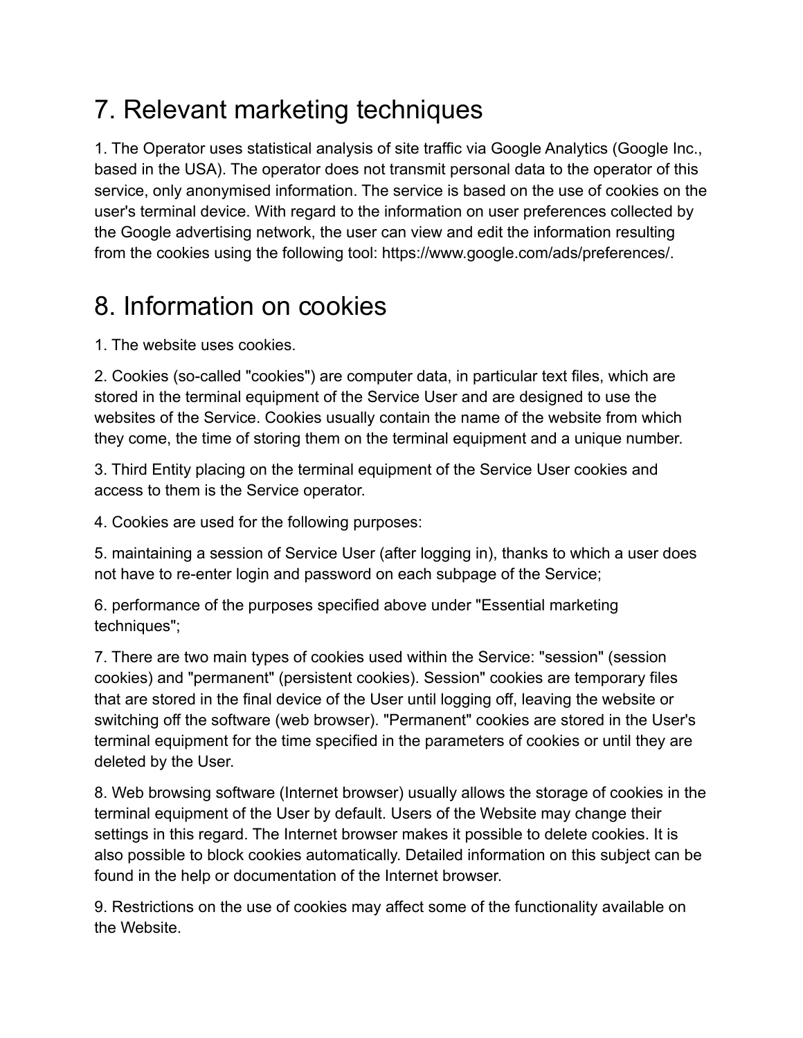# 7. Relevant marketing techniques

1. The Operator uses statistical analysis of site traffic via Google Analytics (Google Inc., based in the USA). The operator does not transmit personal data to the operator of this service, only anonymised information. The service is based on the use of cookies on the user's terminal device. With regard to the information on user preferences collected by the Google advertising network, the user can view and edit the information resulting from the cookies using the following tool: https://www.google.com/ads/preferences/.

# 8. Information on cookies

1. The website uses cookies.

2. Cookies (so-called "cookies") are computer data, in particular text files, which are stored in the terminal equipment of the Service User and are designed to use the websites of the Service. Cookies usually contain the name of the website from which they come, the time of storing them on the terminal equipment and a unique number.

3. Third Entity placing on the terminal equipment of the Service User cookies and access to them is the Service operator.

4. Cookies are used for the following purposes:

5. maintaining a session of Service User (after logging in), thanks to which a user does not have to re-enter login and password on each subpage of the Service;

6. performance of the purposes specified above under "Essential marketing techniques";

7. There are two main types of cookies used within the Service: "session" (session cookies) and "permanent" (persistent cookies). Session" cookies are temporary files that are stored in the final device of the User until logging off, leaving the website or switching off the software (web browser). "Permanent" cookies are stored in the User's terminal equipment for the time specified in the parameters of cookies or until they are deleted by the User.

8. Web browsing software (Internet browser) usually allows the storage of cookies in the terminal equipment of the User by default. Users of the Website may change their settings in this regard. The Internet browser makes it possible to delete cookies. It is also possible to block cookies automatically. Detailed information on this subject can be found in the help or documentation of the Internet browser.

9. Restrictions on the use of cookies may affect some of the functionality available on the Website.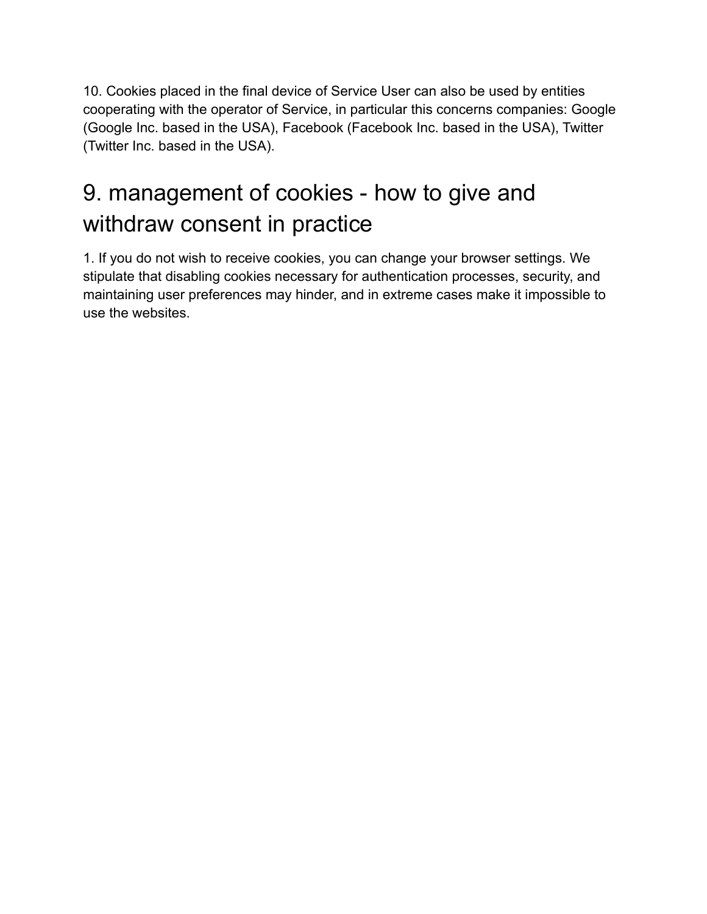10. Cookies placed in the final device of Service User can also be used by entities cooperating with the operator of Service, in particular this concerns companies: Google (Google Inc. based in the USA), Facebook (Facebook Inc. based in the USA), Twitter (Twitter Inc. based in the USA).

## 9. management of cookies - how to give and withdraw consent in practice

1. If you do not wish to receive cookies, you can change your browser settings. We stipulate that disabling cookies necessary for authentication processes, security, and maintaining user preferences may hinder, and in extreme cases make it impossible to use the websites.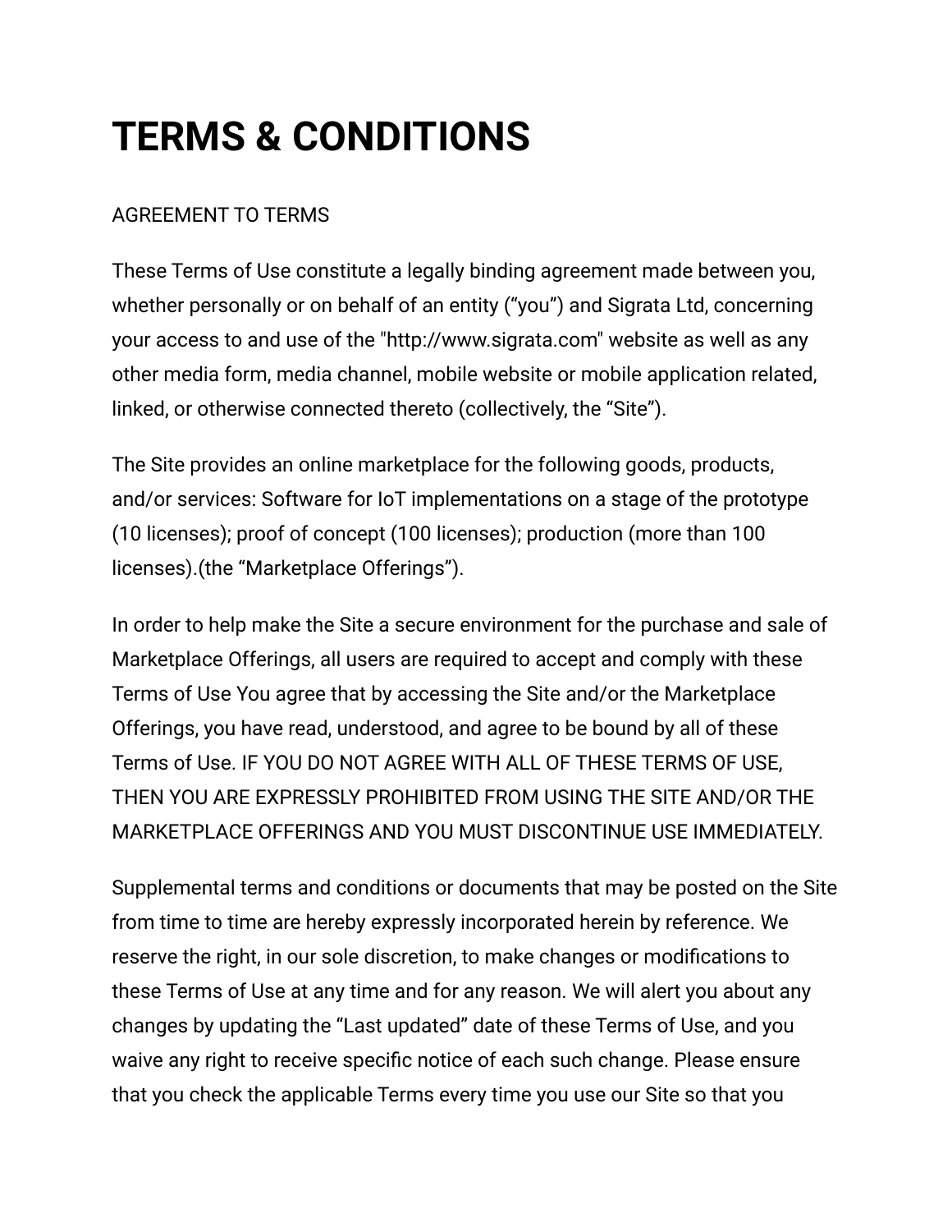# TERMS & CONDITIONS

AGREEMENT TO TERMS

These Terms of Use constitute a legally binding agreement made between you, whether personally or on behalf of an entity (“you”) and Sigrata Ltd, concerning your access to and use of the "http://www.sigrata.com" website as well as any other media form, media channel, mobile website or mobile application related, linked, or otherwise connected thereto (collectively, the “Site”).

The Site provides an online marketplace for the following goods, products, and/or services: Software for IoT implementations on a stage of the prototype (10 licenses); proof of concept (100 licenses); production (more than 100 licenses).(the “Marketplace Offerings”).

In order to help make the Site a secure environment for the purchase and sale of Marketplace Offerings, all users are required to accept and comply with these Terms of Use You agree that by accessing the Site and/or the Marketplace Offerings, you have read, understood, and agree to be bound by all of these Terms of Use. IF YOU DO NOT AGREE WITH ALL OF THESE TERMS OF USE, THEN YOU ARE EXPRESSLY PROHIBITED FROM USING THE SITE AND/OR THE MARKETPLACE OFFERINGS AND YOU MUST DISCONTINUE USE IMMEDIATELY.

Supplemental terms and conditions or documents that may be posted on the Site from time to time are hereby expressly incorporated herein by reference. We reserve the right, in our sole discretion, to make changes or modifications to these Terms of Use at any time and for any reason. We will alert you about any changes by updating the “Last updated” date of these Terms of Use, and you waive any right to receive specific notice of each such change. Please ensure that you check the applicable Terms every time you use our Site so that you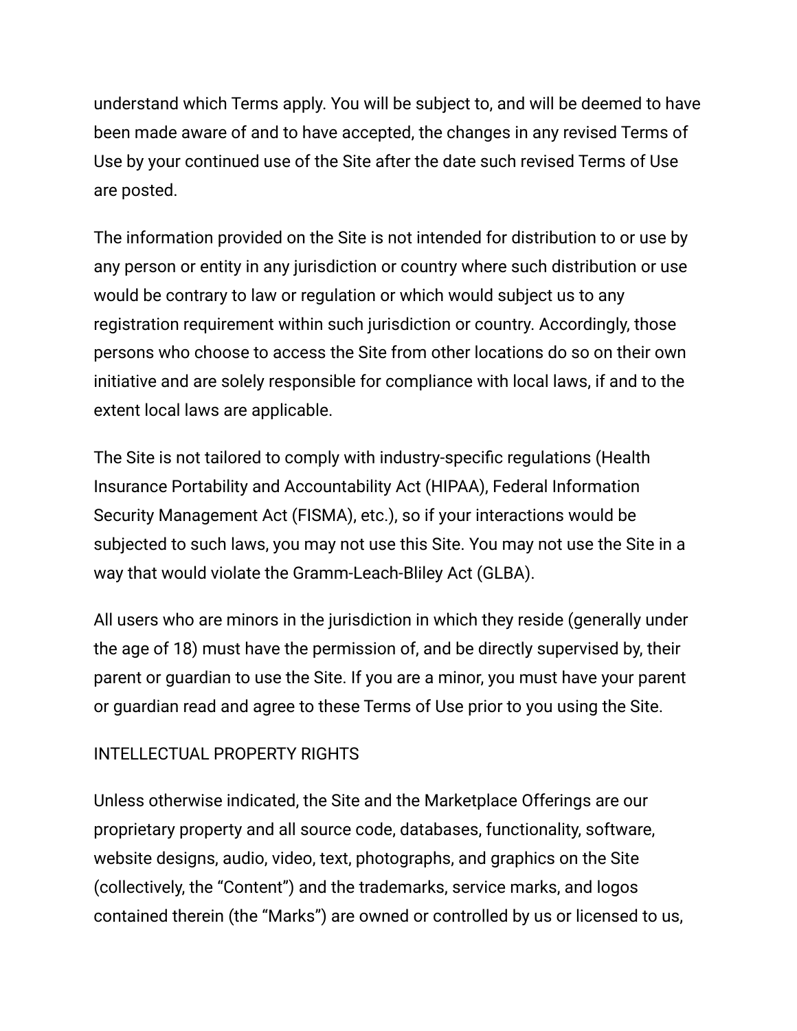understand which Terms apply. You will be subject to, and will be deemed to have been made aware of and to have accepted, the changes in any revised Terms of Use by your continued use of the Site after the date such revised Terms of Use are posted.

The information provided on the Site is not intended for distribution to or use by any person or entity in any jurisdiction or country where such distribution or use would be contrary to law or regulation or which would subject us to any registration requirement within such jurisdiction or country. Accordingly, those persons who choose to access the Site from other locations do so on their own initiative and are solely responsible for compliance with local laws, if and to the extent local laws are applicable.

The Site is not tailored to comply with industry-specific regulations (Health Insurance Portability and Accountability Act (HIPAA), Federal Information Security Management Act (FISMA), etc.), so if your interactions would be subjected to such laws, you may not use this Site. You may not use the Site in a way that would violate the Gramm-Leach-Bliley Act (GLBA).

All users who are minors in the jurisdiction in which they reside (generally under the age of 18) must have the permission of, and be directly supervised by, their parent or guardian to use the Site. If you are a minor, you must have your parent or guardian read and agree to these Terms of Use prior to you using the Site.

## INTELLECTUAL PROPERTY RIGHTS

Unless otherwise indicated, the Site and the Marketplace Offerings are our proprietary property and all source code, databases, functionality, software, website designs, audio, video, text, photographs, and graphics on the Site (collectively, the “Content”) and the trademarks, service marks, and logos contained therein (the “Marks”) are owned or controlled by us or licensed to us,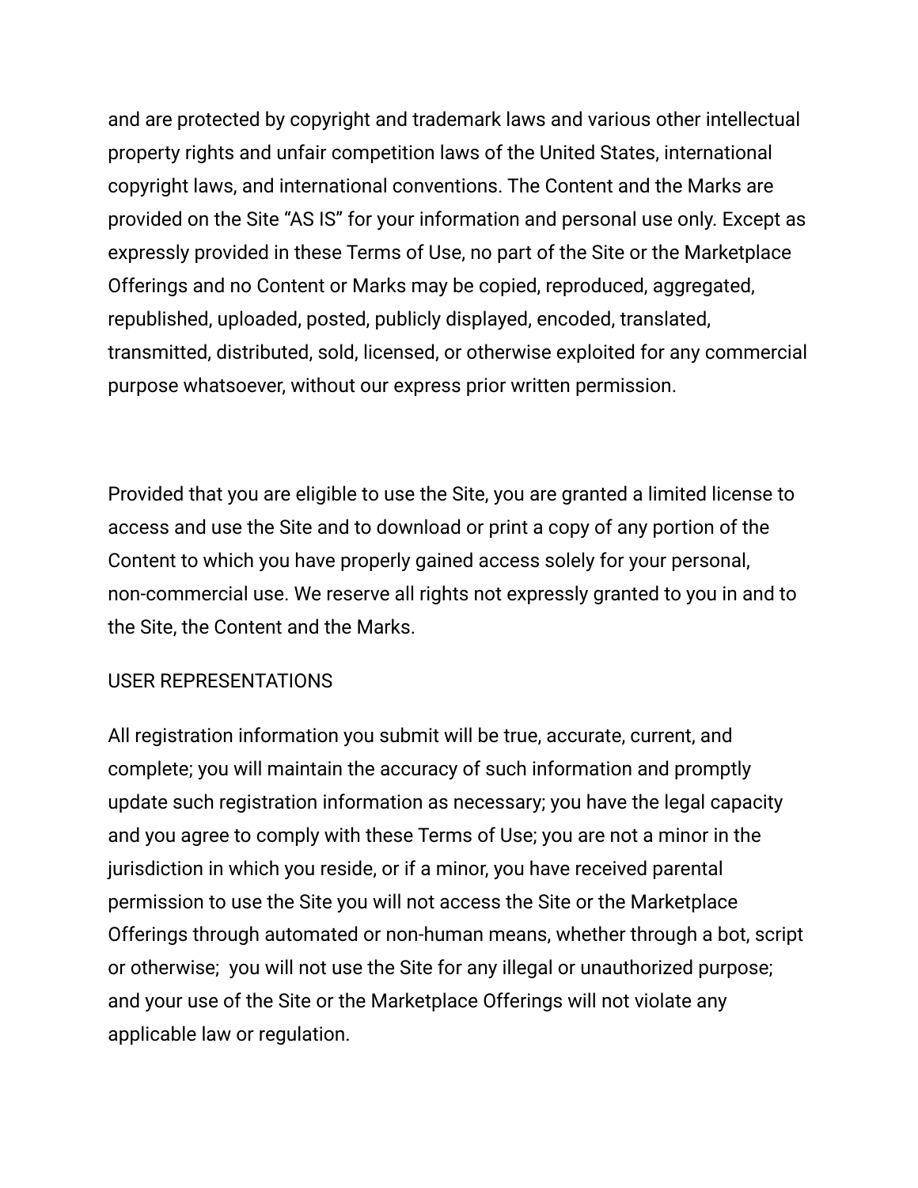and are protected by copyright and trademark laws and various other intellectual property rights and unfair competition laws of the United States, international copyright laws, and international conventions. The Content and the Marks are provided on the Site “AS IS” for your information and personal use only. Except as expressly provided in these Terms of Use, no part of the Site or the Marketplace Offerings and no Content or Marks may be copied, reproduced, aggregated, republished, uploaded, posted, publicly displayed, encoded, translated, transmitted, distributed, sold, licensed, or otherwise exploited for any commercial purpose whatsoever, without our express prior written permission.

Provided that you are eligible to use the Site, you are granted a limited license to access and use the Site and to download or print a copy of any portion of the Content to which you have properly gained access solely for your personal, non-commercial use. We reserve all rights not expressly granted to you in and to the Site, the Content and the Marks.

## USER REPRESENTATIONS

All registration information you submit will be true, accurate, current, and complete; you will maintain the accuracy of such information and promptly update such registration information as necessary; you have the legal capacity and you agree to comply with these Terms of Use; you are not a minor in the jurisdiction in which you reside, or if a minor, you have received parental permission to use the Site you will not access the Site or the Marketplace Offerings through automated or non-human means, whether through a bot, script or otherwise;  you will not use the Site for any illegal or unauthorized purpose; and your use of the Site or the Marketplace Offerings will not violate any applicable law or regulation.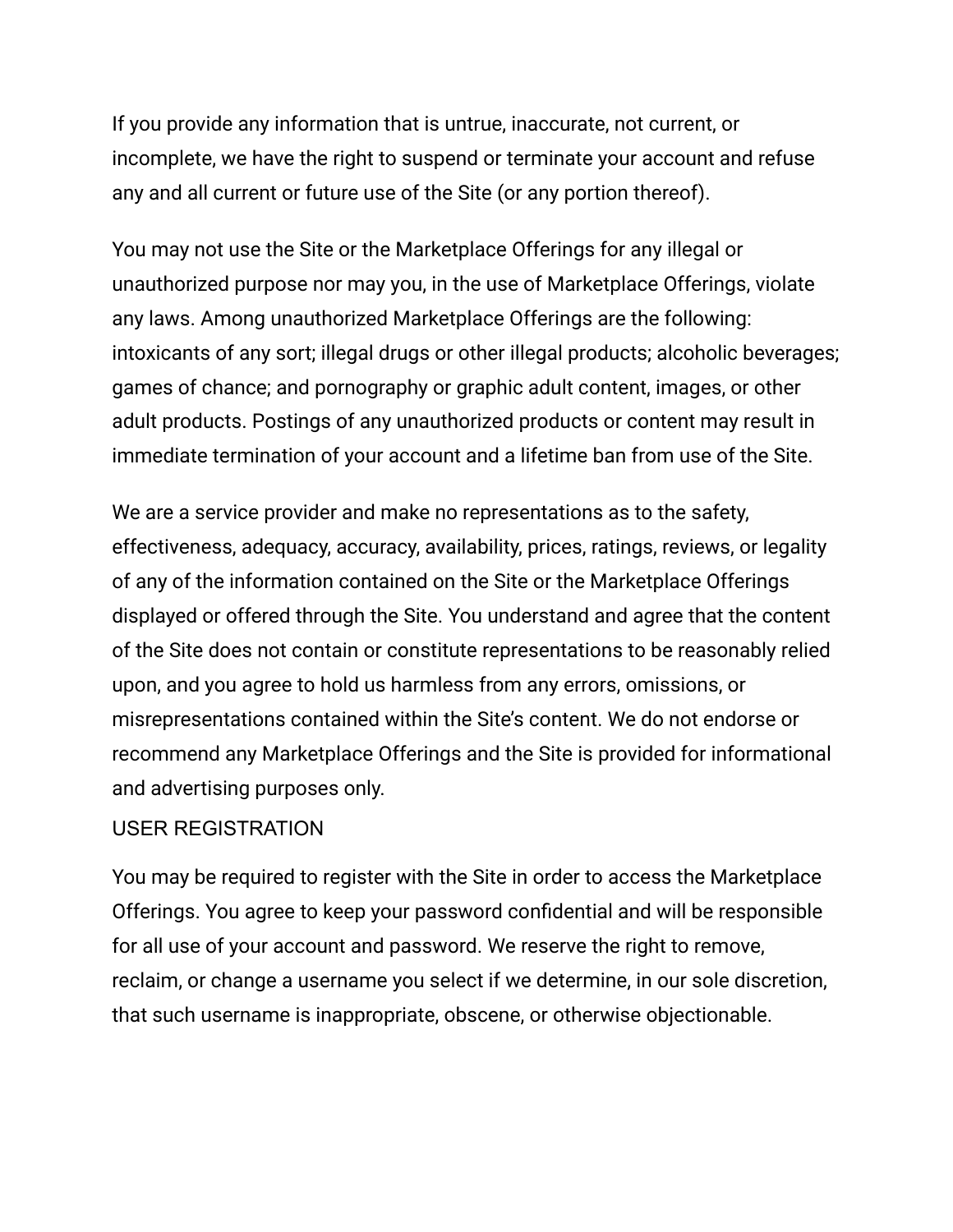If you provide any information that is untrue, inaccurate, not current, or incomplete, we have the right to suspend or terminate your account and refuse any and all current or future use of the Site (or any portion thereof).

You may not use the Site or the Marketplace Offerings for any illegal or unauthorized purpose nor may you, in the use of Marketplace Offerings, violate any laws. Among unauthorized Marketplace Offerings are the following: intoxicants of any sort; illegal drugs or other illegal products; alcoholic beverages; games of chance; and pornography or graphic adult content, images, or other adult products. Postings of any unauthorized products or content may result in immediate termination of your account and a lifetime ban from use of the Site.

We are a service provider and make no representations as to the safety, effectiveness, adequacy, accuracy, availability, prices, ratings, reviews, or legality of any of the information contained on the Site or the Marketplace Offerings displayed or offered through the Site. You understand and agree that the content of the Site does not contain or constitute representations to be reasonably relied upon, and you agree to hold us harmless from any errors, omissions, or misrepresentations contained within the Site's content. We do not endorse or recommend any Marketplace Offerings and the Site is provided for informational and advertising purposes only.

## USER REGISTRATION

You may be required to register with the Site in order to access the Marketplace Offerings. You agree to keep your password confidential and will be responsible for all use of your account and password. We reserve the right to remove, reclaim, or change a username you select if we determine, in our sole discretion, that such username is inappropriate, obscene, or otherwise objectionable.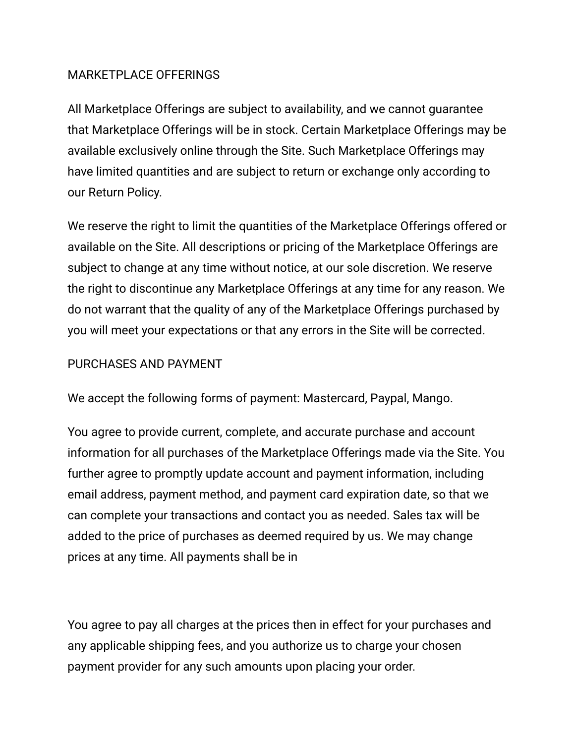## MARKETPLACE OFFERINGS

All Marketplace Offerings are subject to availability, and we cannot guarantee that Marketplace Offerings will be in stock. Certain Marketplace Offerings may be available exclusively online through the Site. Such Marketplace Offerings may have limited quantities and are subject to return or exchange only according to our Return Policy.

We reserve the right to limit the quantities of the Marketplace Offerings offered or available on the Site. All descriptions or pricing of the Marketplace Offerings are subject to change at any time without notice, at our sole discretion. We reserve the right to discontinue any Marketplace Offerings at any time for any reason. We do not warrant that the quality of any of the Marketplace Offerings purchased by you will meet your expectations or that any errors in the Site will be corrected.

## PURCHASES AND PAYMENT

We accept the following forms of payment: Mastercard, Paypal, Mango.

You agree to provide current, complete, and accurate purchase and account information for all purchases of the Marketplace Offerings made via the Site. You further agree to promptly update account and payment information, including email address, payment method, and payment card expiration date, so that we can complete your transactions and contact you as needed. Sales tax will be added to the price of purchases as deemed required by us. We may change prices at any time. All payments shall be in

You agree to pay all charges at the prices then in effect for your purchases and any applicable shipping fees, and you authorize us to charge your chosen payment provider for any such amounts upon placing your order.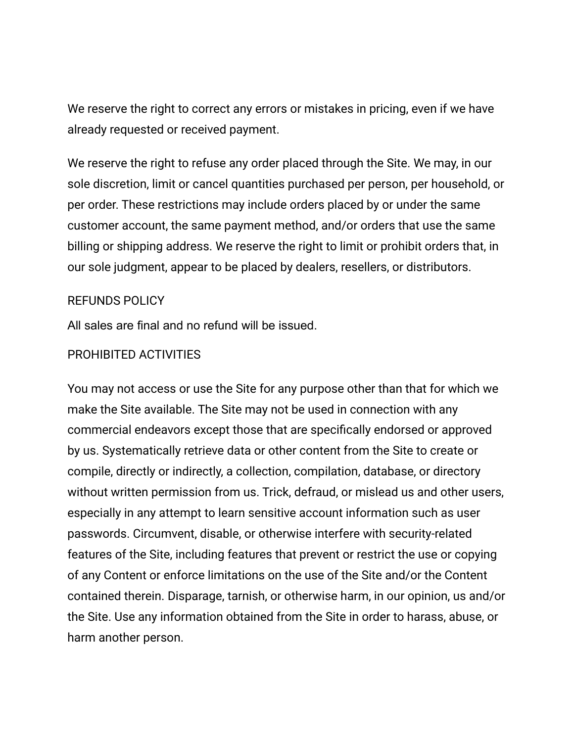We reserve the right to correct any errors or mistakes in pricing, even if we have already requested or received payment.

We reserve the right to refuse any order placed through the Site. We may, in our sole discretion, limit or cancel quantities purchased per person, per household, or per order. These restrictions may include orders placed by or under the same customer account, the same payment method, and/or orders that use the same billing or shipping address. We reserve the right to limit or prohibit orders that, in our sole judgment, appear to be placed by dealers, resellers, or distributors.

## REFUNDS POLICY

All sales are final and no refund will be issued.

## PROHIBITED ACTIVITIES

You may not access or use the Site for any purpose other than that for which we make the Site available. The Site may not be used in connection with any commercial endeavors except those that are specifically endorsed or approved by us. Systematically retrieve data or other content from the Site to create or compile, directly or indirectly, a collection, compilation, database, or directory without written permission from us. Trick, defraud, or mislead us and other users, especially in any attempt to learn sensitive account information such as user passwords. Circumvent, disable, or otherwise interfere with security-related features of the Site, including features that prevent or restrict the use or copying of any Content or enforce limitations on the use of the Site and/or the Content contained therein. Disparage, tarnish, or otherwise harm, in our opinion, us and/or the Site. Use any information obtained from the Site in order to harass, abuse, or harm another person.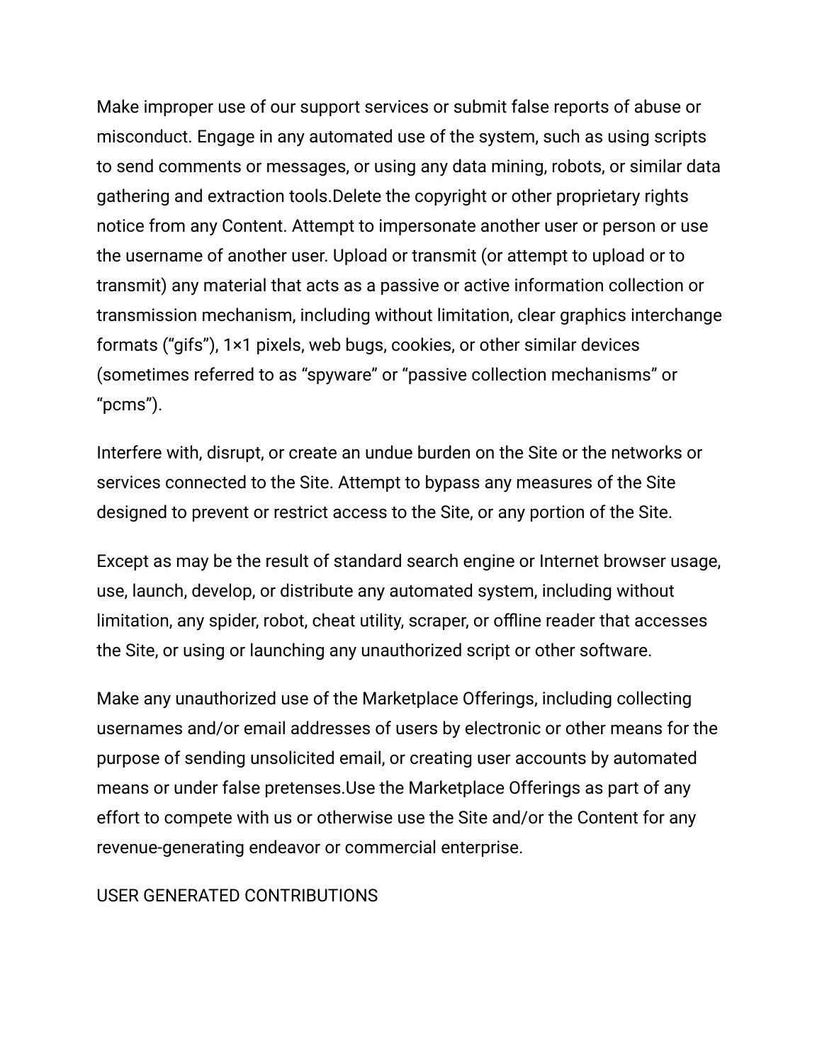Make improper use of our support services or submit false reports of abuse or misconduct. Engage in any automated use of the system, such as using scripts to send comments or messages, or using any data mining, robots, or similar data gathering and extraction tools.Delete the copyright or other proprietary rights notice from any Content. Attempt to impersonate another user or person or use the username of another user. Upload or transmit (or attempt to upload or to transmit) any material that acts as a passive or active information collection or transmission mechanism, including without limitation, clear graphics interchange formats (“gifs”), 1×1 pixels, web bugs, cookies, or other similar devices (sometimes referred to as “spyware” or “passive collection mechanisms” or “pcms”).

Interfere with, disrupt, or create an undue burden on the Site or the networks or services connected to the Site. Attempt to bypass any measures of the Site designed to prevent or restrict access to the Site, or any portion of the Site.

Except as may be the result of standard search engine or Internet browser usage, use, launch, develop, or distribute any automated system, including without limitation, any spider, robot, cheat utility, scraper, or offline reader that accesses the Site, or using or launching any unauthorized script or other software.

Make any unauthorized use of the Marketplace Offerings, including collecting usernames and/or email addresses of users by electronic or other means for the purpose of sending unsolicited email, or creating user accounts by automated means or under false pretenses.Use the Marketplace Offerings as part of any effort to compete with us or otherwise use the Site and/or the Content for any revenue-generating endeavor or commercial enterprise.

USER GENERATED CONTRIBUTIONS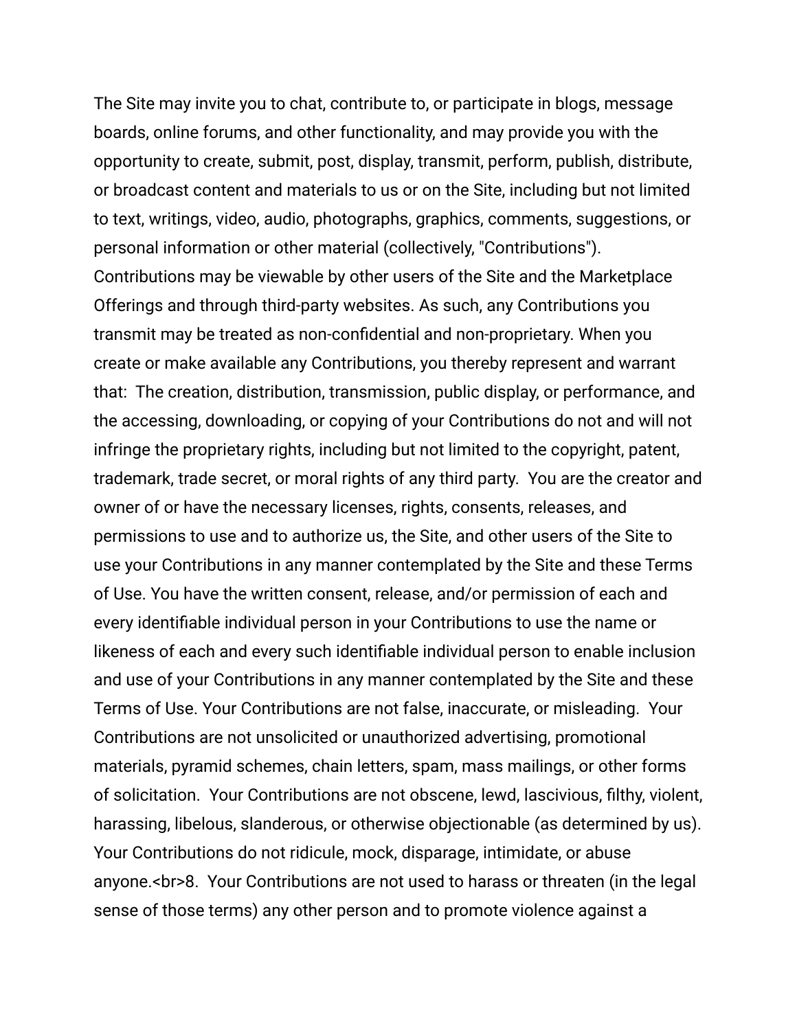The Site may invite you to chat, contribute to, or participate in blogs, message boards, online forums, and other functionality, and may provide you with the opportunity to create, submit, post, display, transmit, perform, publish, distribute, or broadcast content and materials to us or on the Site, including but not limited to text, writings, video, audio, photographs, graphics, comments, suggestions, or personal information or other material (collectively, "Contributions"). Contributions may be viewable by other users of the Site and the Marketplace Offerings and through third-party websites. As such, any Contributions you transmit may be treated as non-confidential and non-proprietary. When you create or make available any Contributions, you thereby represent and warrant that:  The creation, distribution, transmission, public display, or performance, and the accessing, downloading, or copying of your Contributions do not and will not infringe the proprietary rights, including but not limited to the copyright, patent, trademark, trade secret, or moral rights of any third party.  You are the creator and owner of or have the necessary licenses, rights, consents, releases, and permissions to use and to authorize us, the Site, and other users of the Site to use your Contributions in any manner contemplated by the Site and these Terms of Use. You have the written consent, release, and/or permission of each and every identifiable individual person in your Contributions to use the name or likeness of each and every such identifiable individual person to enable inclusion and use of your Contributions in any manner contemplated by the Site and these Terms of Use. Your Contributions are not false, inaccurate, or misleading.  Your Contributions are not unsolicited or unauthorized advertising, promotional materials, pyramid schemes, chain letters, spam, mass mailings, or other forms of solicitation.  Your Contributions are not obscene, lewd, lascivious, filthy, violent, harassing, libelous, slanderous, or otherwise objectionable (as determined by us). Your Contributions do not ridicule, mock, disparage, intimidate, or abuse anyone.<br>8.  Your Contributions are not used to harass or threaten (in the legal sense of those terms) any other person and to promote violence against a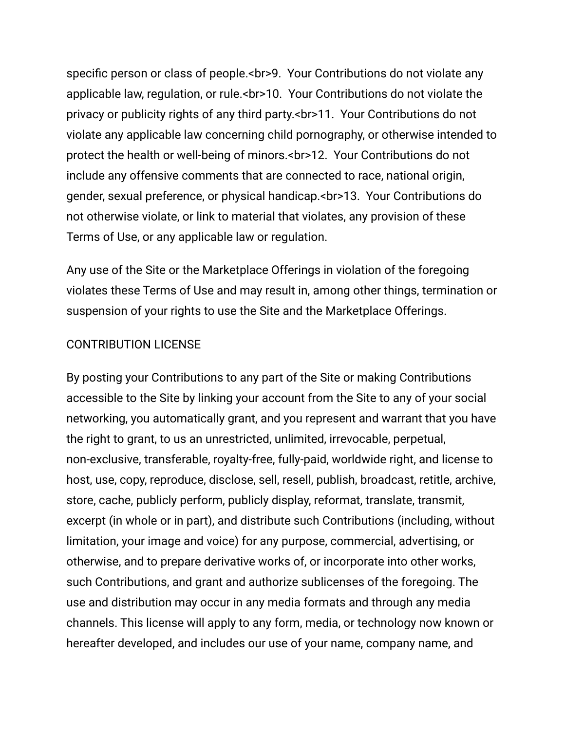specific person or class of people.<br>9.  Your Contributions do not violate any applicable law, regulation, or rule.<br>10.  Your Contributions do not violate the privacy or publicity rights of any third party.<br>11.  Your Contributions do not violate any applicable law concerning child pornography, or otherwise intended to protect the health or well-being of minors.<br>12.  Your Contributions do not include any offensive comments that are connected to race, national origin, gender, sexual preference, or physical handicap.<br>13.  Your Contributions do not otherwise violate, or link to material that violates, any provision of these Terms of Use, or any applicable law or regulation.

Any use of the Site or the Marketplace Offerings in violation of the foregoing violates these Terms of Use and may result in, among other things, termination or suspension of your rights to use the Site and the Marketplace Offerings.

CONTRIBUTION LICENSE

By posting your Contributions to any part of the Site or making Contributions accessible to the Site by linking your account from the Site to any of your social networking, you automatically grant, and you represent and warrant that you have the right to grant, to us an unrestricted, unlimited, irrevocable, perpetual, non-exclusive, transferable, royalty-free, fully-paid, worldwide right, and license to host, use, copy, reproduce, disclose, sell, resell, publish, broadcast, retitle, archive, store, cache, publicly perform, publicly display, reformat, translate, transmit, excerpt (in whole or in part), and distribute such Contributions (including, without limitation, your image and voice) for any purpose, commercial, advertising, or otherwise, and to prepare derivative works of, or incorporate into other works, such Contributions, and grant and authorize sublicenses of the foregoing. The use and distribution may occur in any media formats and through any media channels. This license will apply to any form, media, or technology now known or hereafter developed, and includes our use of your name, company name, and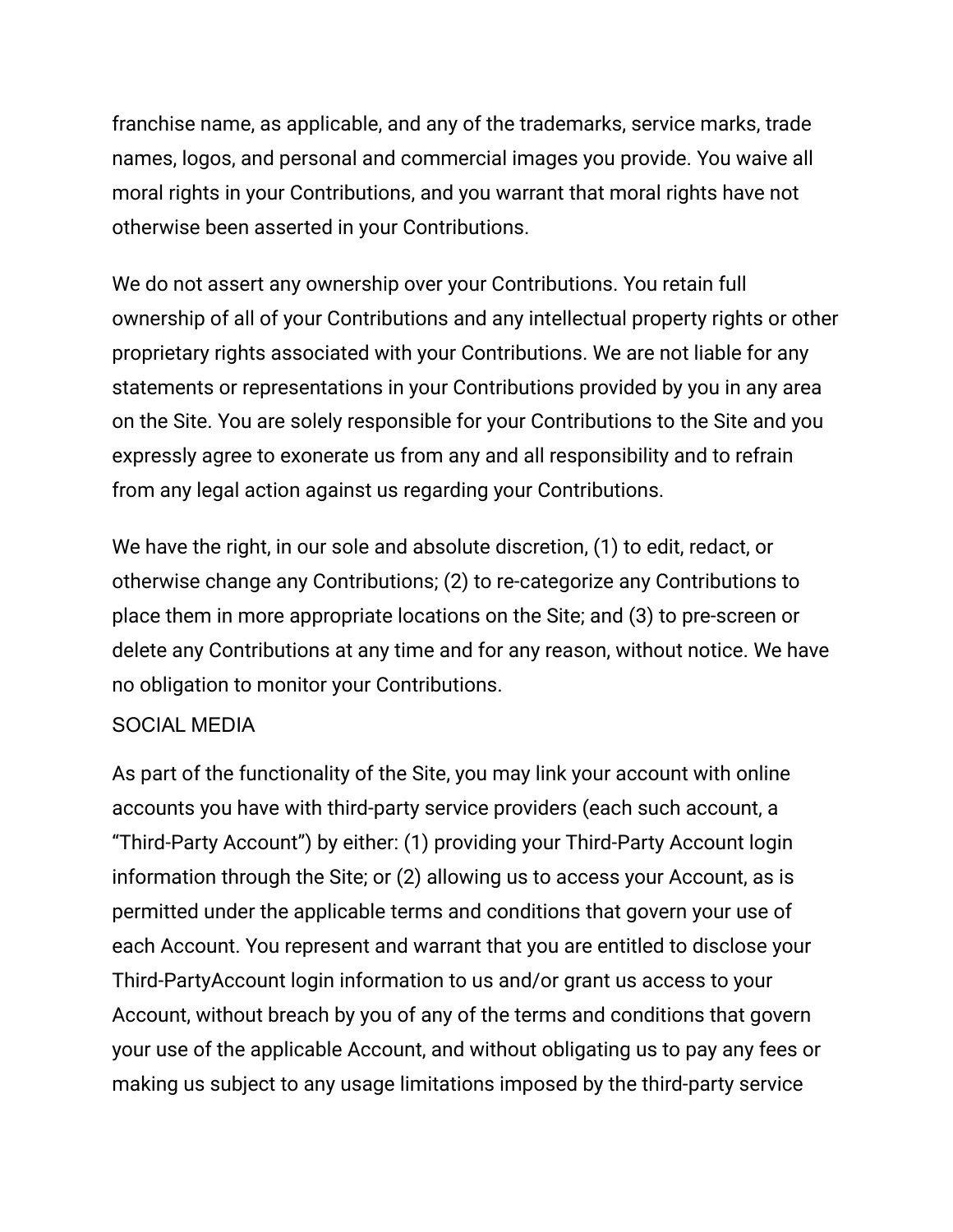franchise name, as applicable, and any of the trademarks, service marks, trade names, logos, and personal and commercial images you provide. You waive all moral rights in your Contributions, and you warrant that moral rights have not otherwise been asserted in your Contributions.

We do not assert any ownership over your Contributions. You retain full ownership of all of your Contributions and any intellectual property rights or other proprietary rights associated with your Contributions. We are not liable for any statements or representations in your Contributions provided by you in any area on the Site. You are solely responsible for your Contributions to the Site and you expressly agree to exonerate us from any and all responsibility and to refrain from any legal action against us regarding your Contributions.

We have the right, in our sole and absolute discretion, (1) to edit, redact, or otherwise change any Contributions; (2) to re-categorize any Contributions to place them in more appropriate locations on the Site; and (3) to pre-screen or delete any Contributions at any time and for any reason, without notice. We have no obligation to monitor your Contributions.

## SOCIAL MEDIA

As part of the functionality of the Site, you may link your account with online accounts you have with third-party service providers (each such account, a "Third-Party Account") by either: (1) providing your Third-Party Account login information through the Site; or (2) allowing us to access your Account, as is permitted under the applicable terms and conditions that govern your use of each Account. You represent and warrant that you are entitled to disclose your Third-PartyAccount login information to us and/or grant us access to your Account, without breach by you of any of the terms and conditions that govern your use of the applicable Account, and without obligating us to pay any fees or making us subject to any usage limitations imposed by the third-party service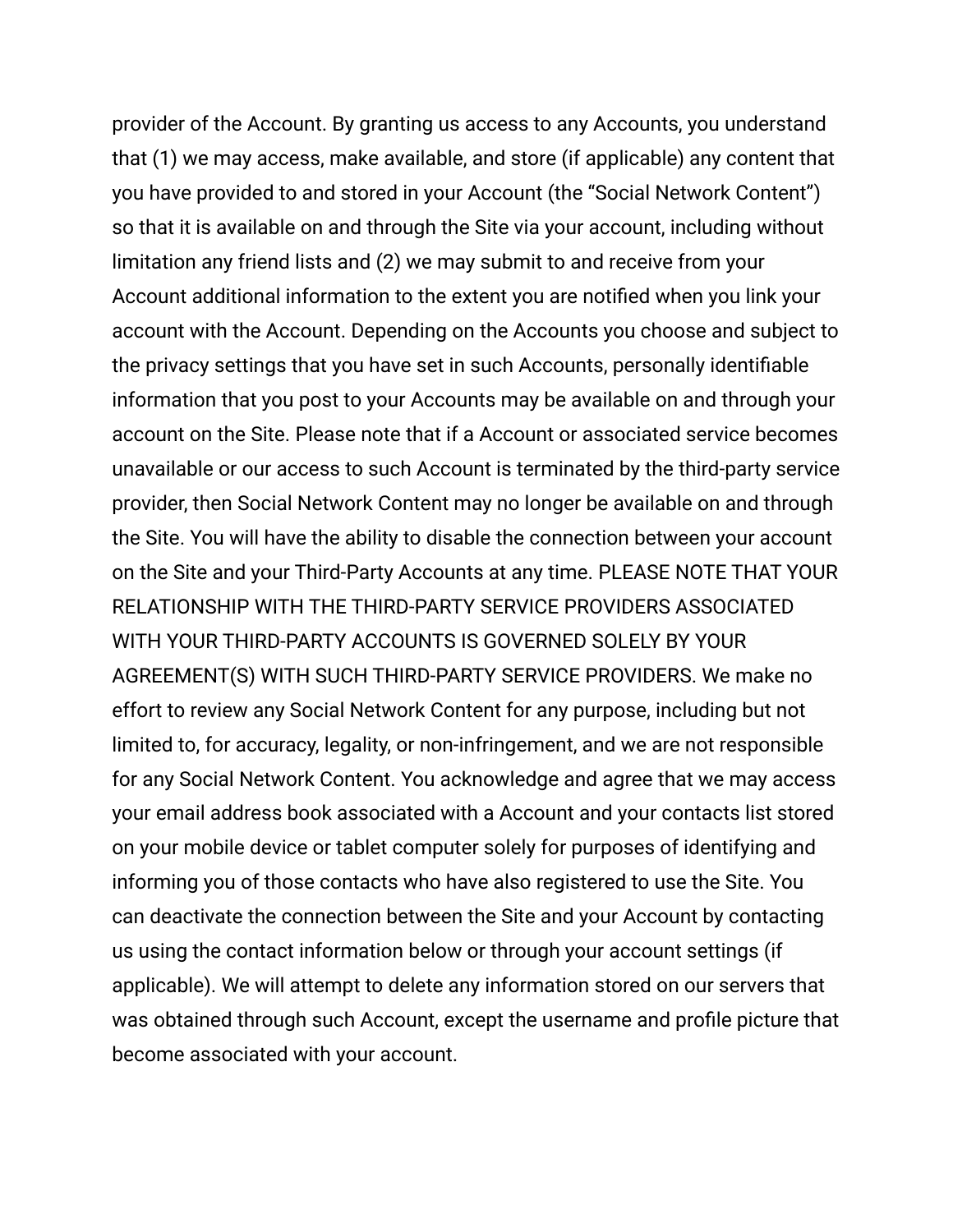provider of the Account. By granting us access to any Accounts, you understand that (1) we may access, make available, and store (if applicable) any content that you have provided to and stored in your Account (the "Social Network Content") so that it is available on and through the Site via your account, including without limitation any friend lists and (2) we may submit to and receive from your Account additional information to the extent you are notified when you link your account with the Account. Depending on the Accounts you choose and subject to the privacy settings that you have set in such Accounts, personally identifiable information that you post to your Accounts may be available on and through your account on the Site. Please note that if a Account or associated service becomes unavailable or our access to such Account is terminated by the third-party service provider, then Social Network Content may no longer be available on and through the Site. You will have the ability to disable the connection between your account on the Site and your Third-Party Accounts at any time. PLEASE NOTE THAT YOUR RELATIONSHIP WITH THE THIRD-PARTY SERVICE PROVIDERS ASSOCIATED WITH YOUR THIRD-PARTY ACCOUNTS IS GOVERNED SOLELY BY YOUR AGREEMENT(S) WITH SUCH THIRD-PARTY SERVICE PROVIDERS. We make no effort to review any Social Network Content for any purpose, including but not limited to, for accuracy, legality, or non-infringement, and we are not responsible for any Social Network Content. You acknowledge and agree that we may access your email address book associated with a Account and your contacts list stored on your mobile device or tablet computer solely for purposes of identifying and informing you of those contacts who have also registered to use the Site. You can deactivate the connection between the Site and your Account by contacting us using the contact information below or through your account settings (if applicable). We will attempt to delete any information stored on our servers that was obtained through such Account, except the username and profile picture that become associated with your account.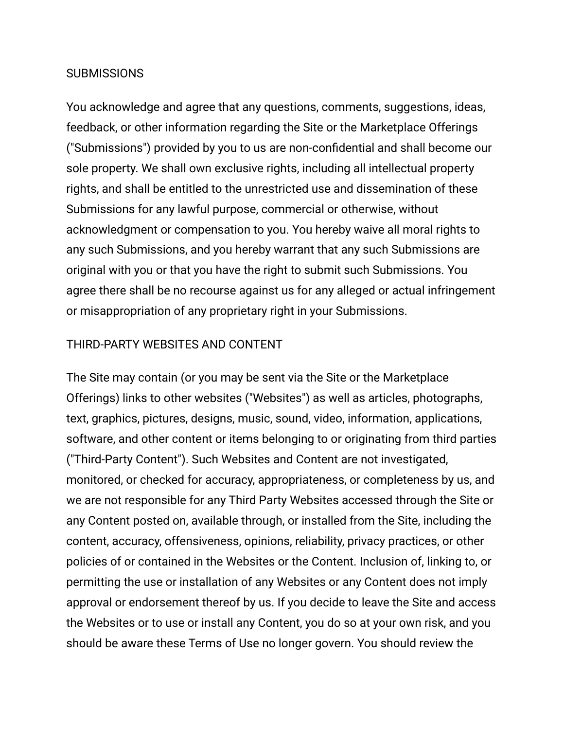## SUBMISSIONS

You acknowledge and agree that any questions, comments, suggestions, ideas, feedback, or other information regarding the Site or the Marketplace Offerings ("Submissions") provided by you to us are non-confidential and shall become our sole property. We shall own exclusive rights, including all intellectual property rights, and shall be entitled to the unrestricted use and dissemination of these Submissions for any lawful purpose, commercial or otherwise, without acknowledgment or compensation to you. You hereby waive all moral rights to any such Submissions, and you hereby warrant that any such Submissions are original with you or that you have the right to submit such Submissions. You agree there shall be no recourse against us for any alleged or actual infringement or misappropriation of any proprietary right in your Submissions.

## THIRD-PARTY WEBSITES AND CONTENT

The Site may contain (or you may be sent via the Site or the Marketplace Offerings) links to other websites ("Websites") as well as articles, photographs, text, graphics, pictures, designs, music, sound, video, information, applications, software, and other content or items belonging to or originating from third parties ("Third-Party Content"). Such Websites and Content are not investigated, monitored, or checked for accuracy, appropriateness, or completeness by us, and we are not responsible for any Third Party Websites accessed through the Site or any Content posted on, available through, or installed from the Site, including the content, accuracy, offensiveness, opinions, reliability, privacy practices, or other policies of or contained in the Websites or the Content. Inclusion of, linking to, or permitting the use or installation of any Websites or any Content does not imply approval or endorsement thereof by us. If you decide to leave the Site and access the Websites or to use or install any Content, you do so at your own risk, and you should be aware these Terms of Use no longer govern. You should review the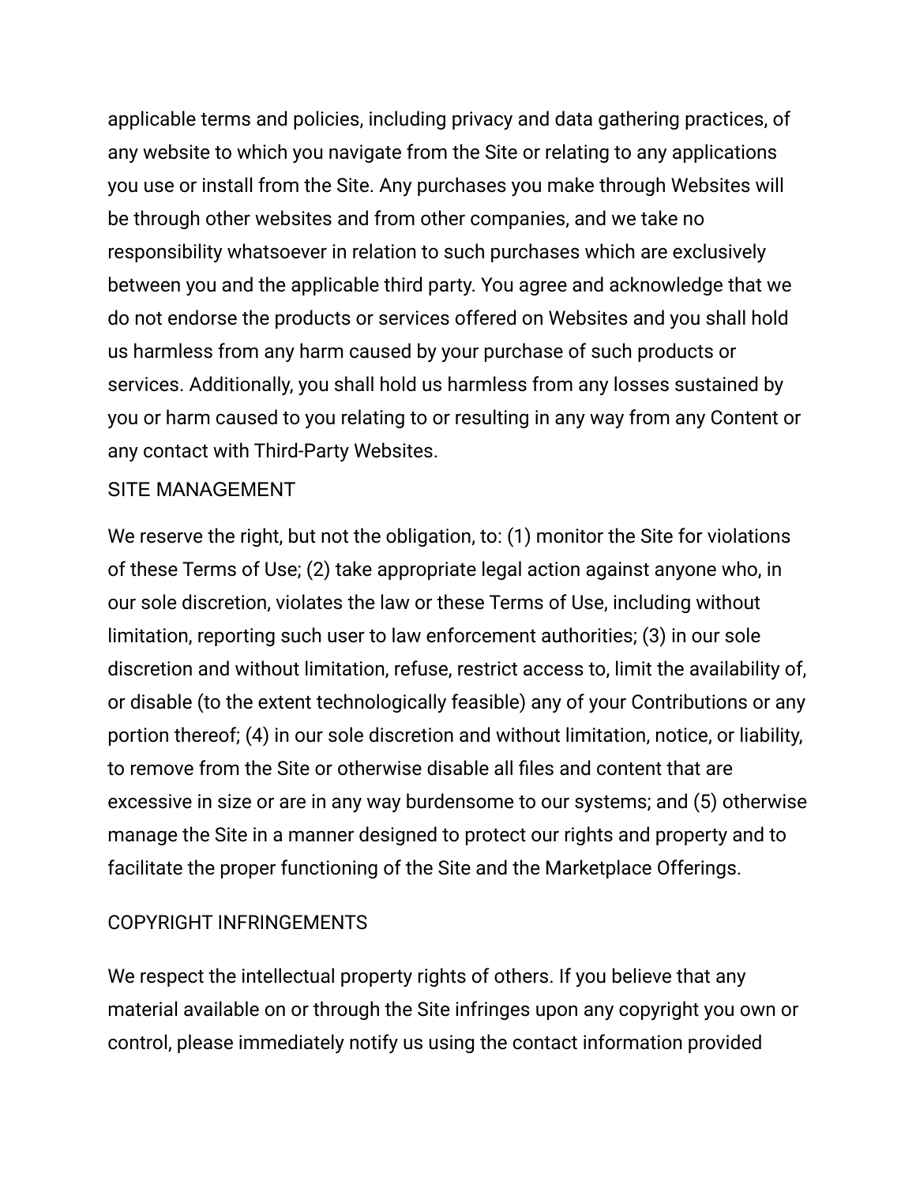applicable terms and policies, including privacy and data gathering practices, of any website to which you navigate from the Site or relating to any applications you use or install from the Site. Any purchases you make through Websites will be through other websites and from other companies, and we take no responsibility whatsoever in relation to such purchases which are exclusively between you and the applicable third party. You agree and acknowledge that we do not endorse the products or services offered on Websites and you shall hold us harmless from any harm caused by your purchase of such products or services. Additionally, you shall hold us harmless from any losses sustained by you or harm caused to you relating to or resulting in any way from any Content or any contact with Third-Party Websites.

## SITE MANAGEMENT

We reserve the right, but not the obligation, to: (1) monitor the Site for violations of these Terms of Use; (2) take appropriate legal action against anyone who, in our sole discretion, violates the law or these Terms of Use, including without limitation, reporting such user to law enforcement authorities; (3) in our sole discretion and without limitation, refuse, restrict access to, limit the availability of, or disable (to the extent technologically feasible) any of your Contributions or any portion thereof; (4) in our sole discretion and without limitation, notice, or liability, to remove from the Site or otherwise disable all files and content that are excessive in size or are in any way burdensome to our systems; and (5) otherwise manage the Site in a manner designed to protect our rights and property and to facilitate the proper functioning of the Site and the Marketplace Offerings.

## COPYRIGHT INFRINGEMENTS

We respect the intellectual property rights of others. If you believe that any material available on or through the Site infringes upon any copyright you own or control, please immediately notify us using the contact information provided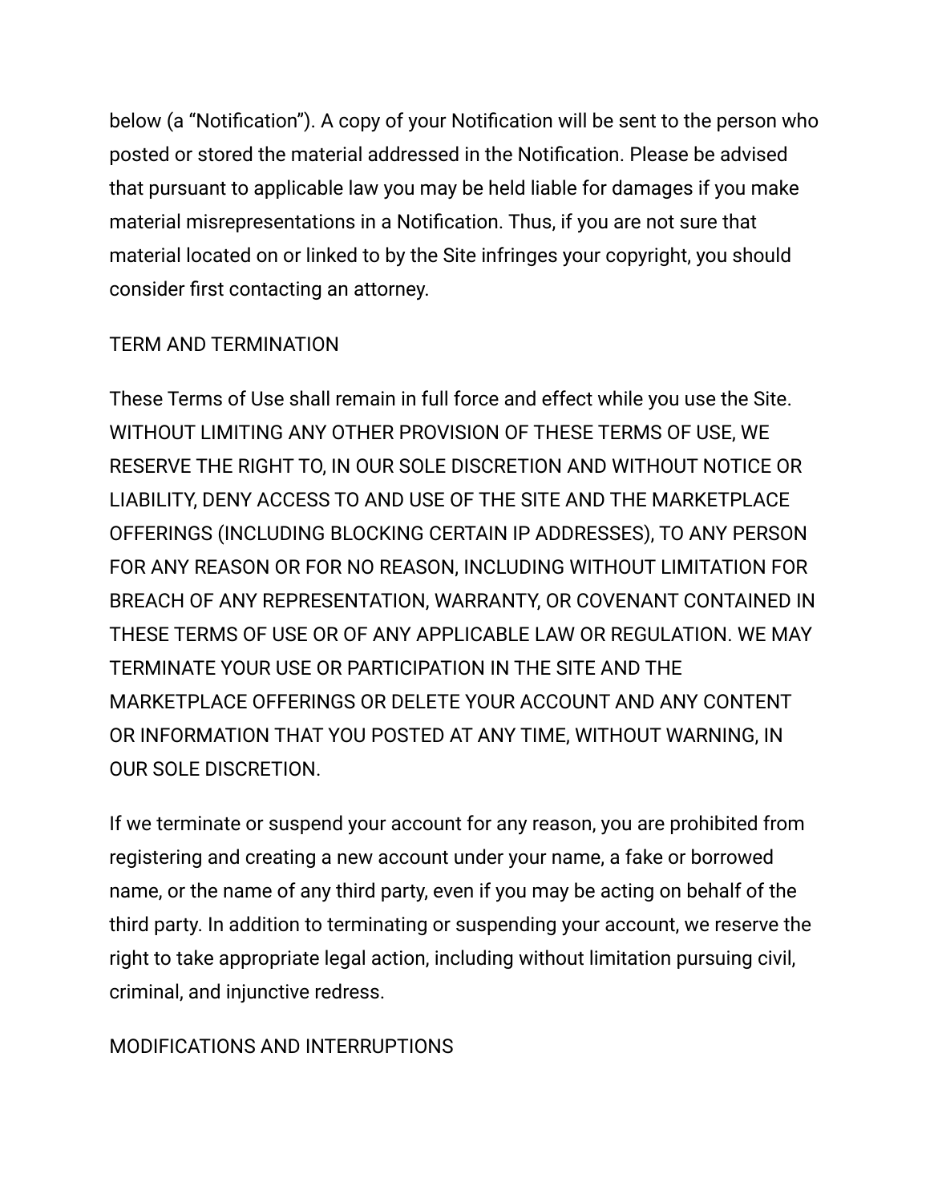below (a “Notification”). A copy of your Notification will be sent to the person who posted or stored the material addressed in the Notification. Please be advised that pursuant to applicable law you may be held liable for damages if you make material misrepresentations in a Notification. Thus, if you are not sure that material located on or linked to by the Site infringes your copyright, you should consider first contacting an attorney.

## TERM AND TERMINATION

These Terms of Use shall remain in full force and effect while you use the Site. WITHOUT LIMITING ANY OTHER PROVISION OF THESE TERMS OF USE, WE RESERVE THE RIGHT TO, IN OUR SOLE DISCRETION AND WITHOUT NOTICE OR LIABILITY, DENY ACCESS TO AND USE OF THE SITE AND THE MARKETPLACE OFFERINGS (INCLUDING BLOCKING CERTAIN IP ADDRESSES), TO ANY PERSON FOR ANY REASON OR FOR NO REASON, INCLUDING WITHOUT LIMITATION FOR BREACH OF ANY REPRESENTATION, WARRANTY, OR COVENANT CONTAINED IN THESE TERMS OF USE OR OF ANY APPLICABLE LAW OR REGULATION. WE MAY TERMINATE YOUR USE OR PARTICIPATION IN THE SITE AND THE MARKETPLACE OFFERINGS OR DELETE YOUR ACCOUNT AND ANY CONTENT OR INFORMATION THAT YOU POSTED AT ANY TIME, WITHOUT WARNING, IN OUR SOLE DISCRETION.

If we terminate or suspend your account for any reason, you are prohibited from registering and creating a new account under your name, a fake or borrowed name, or the name of any third party, even if you may be acting on behalf of the third party. In addition to terminating or suspending your account, we reserve the right to take appropriate legal action, including without limitation pursuing civil, criminal, and injunctive redress.

## MODIFICATIONS AND INTERRUPTIONS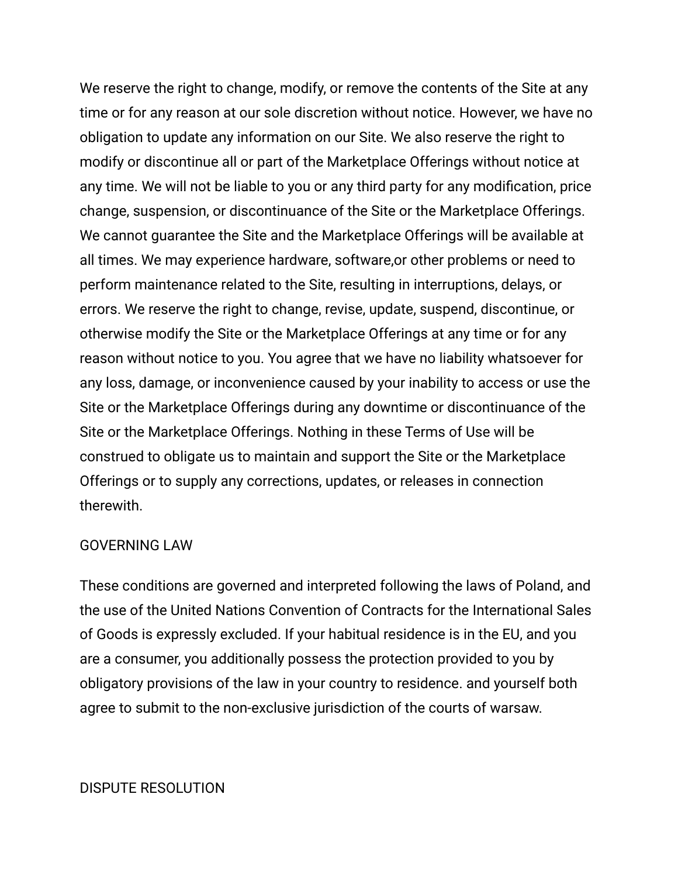We reserve the right to change, modify, or remove the contents of the Site at any time or for any reason at our sole discretion without notice. However, we have no obligation to update any information on our Site. We also reserve the right to modify or discontinue all or part of the Marketplace Offerings without notice at any time. We will not be liable to you or any third party for any modification, price change, suspension, or discontinuance of the Site or the Marketplace Offerings. We cannot guarantee the Site and the Marketplace Offerings will be available at all times. We may experience hardware, software,or other problems or need to perform maintenance related to the Site, resulting in interruptions, delays, or errors. We reserve the right to change, revise, update, suspend, discontinue, or otherwise modify the Site or the Marketplace Offerings at any time or for any reason without notice to you. You agree that we have no liability whatsoever for any loss, damage, or inconvenience caused by your inability to access or use the Site or the Marketplace Offerings during any downtime or discontinuance of the Site or the Marketplace Offerings. Nothing in these Terms of Use will be construed to obligate us to maintain and support the Site or the Marketplace Offerings or to supply any corrections, updates, or releases in connection therewith.

## GOVERNING LAW

These conditions are governed and interpreted following the laws of Poland, and the use of the United Nations Convention of Contracts for the International Sales of Goods is expressly excluded. If your habitual residence is in the EU, and you are a consumer, you additionally possess the protection provided to you by obligatory provisions of the law in your country to residence. and yourself both agree to submit to the non-exclusive jurisdiction of the courts of warsaw.

## DISPUTE RESOLUTION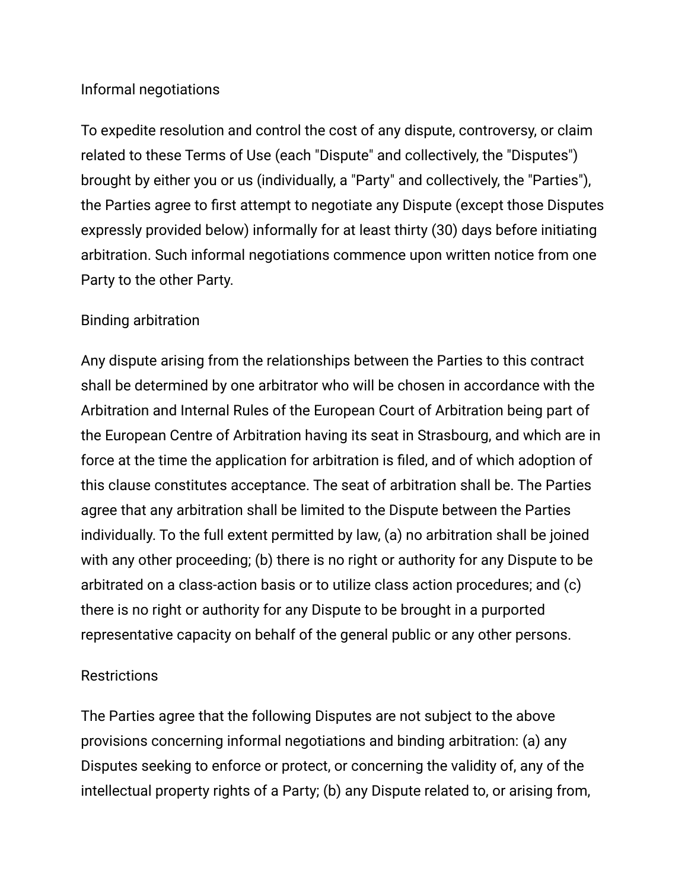## Informal negotiations

To expedite resolution and control the cost of any dispute, controversy, or claim related to these Terms of Use (each "Dispute" and collectively, the "Disputes") brought by either you or us (individually, a "Party" and collectively, the "Parties"), the Parties agree to first attempt to negotiate any Dispute (except those Disputes expressly provided below) informally for at least thirty (30) days before initiating arbitration. Such informal negotiations commence upon written notice from one Party to the other Party.

## Binding arbitration

Any dispute arising from the relationships between the Parties to this contract shall be determined by one arbitrator who will be chosen in accordance with the Arbitration and Internal Rules of the European Court of Arbitration being part of the European Centre of Arbitration having its seat in Strasbourg, and which are in force at the time the application for arbitration is filed, and of which adoption of this clause constitutes acceptance. The seat of arbitration shall be. The Parties agree that any arbitration shall be limited to the Dispute between the Parties individually. To the full extent permitted by law, (a) no arbitration shall be joined with any other proceeding; (b) there is no right or authority for any Dispute to be arbitrated on a class-action basis or to utilize class action procedures; and (c) there is no right or authority for any Dispute to be brought in a purported representative capacity on behalf of the general public or any other persons.

## Restrictions

The Parties agree that the following Disputes are not subject to the above provisions concerning informal negotiations and binding arbitration: (a) any Disputes seeking to enforce or protect, or concerning the validity of, any of the intellectual property rights of a Party; (b) any Dispute related to, or arising from,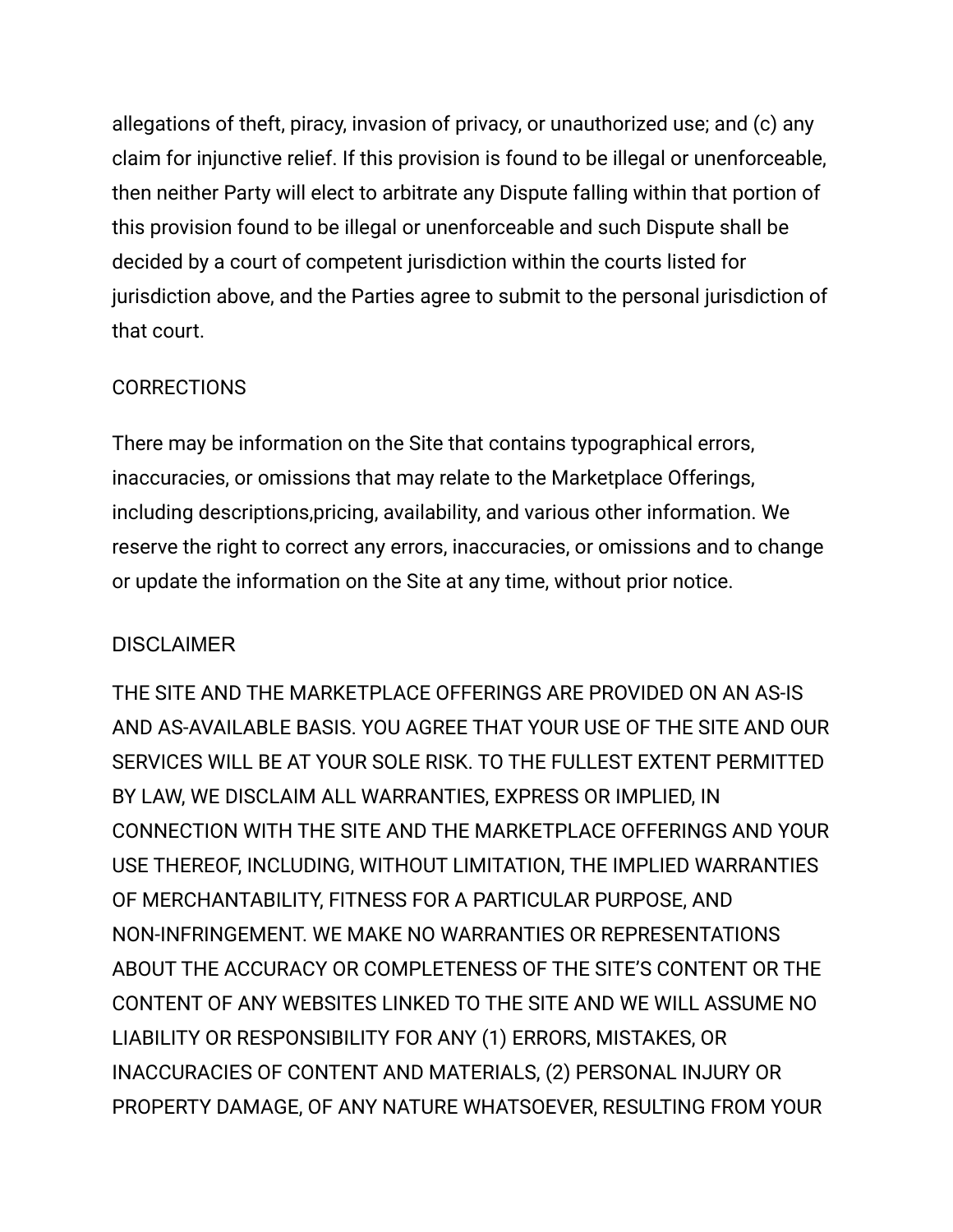allegations of theft, piracy, invasion of privacy, or unauthorized use; and (c) any claim for injunctive relief. If this provision is found to be illegal or unenforceable, then neither Party will elect to arbitrate any Dispute falling within that portion of this provision found to be illegal or unenforceable and such Dispute shall be decided by a court of competent jurisdiction within the courts listed for jurisdiction above, and the Parties agree to submit to the personal jurisdiction of that court.

## CORRECTIONS

There may be information on the Site that contains typographical errors, inaccuracies, or omissions that may relate to the Marketplace Offerings, including descriptions,pricing, availability, and various other information. We reserve the right to correct any errors, inaccuracies, or omissions and to change or update the information on the Site at any time, without prior notice.

## DISCLAIMER

THE SITE AND THE MARKETPLACE OFFERINGS ARE PROVIDED ON AN AS-IS AND AS-AVAILABLE BASIS. YOU AGREE THAT YOUR USE OF THE SITE AND OUR SERVICES WILL BE AT YOUR SOLE RISK. TO THE FULLEST EXTENT PERMITTED BY LAW, WE DISCLAIM ALL WARRANTIES, EXPRESS OR IMPLIED, IN CONNECTION WITH THE SITE AND THE MARKETPLACE OFFERINGS AND YOUR USE THEREOF, INCLUDING, WITHOUT LIMITATION, THE IMPLIED WARRANTIES OF MERCHANTABILITY, FITNESS FOR A PARTICULAR PURPOSE, AND NON-INFRINGEMENT. WE MAKE NO WARRANTIES OR REPRESENTATIONS ABOUT THE ACCURACY OR COMPLETENESS OF THE SITE'S CONTENT OR THE CONTENT OF ANY WEBSITES LINKED TO THE SITE AND WE WILL ASSUME NO LIABILITY OR RESPONSIBILITY FOR ANY (1) ERRORS, MISTAKES, OR INACCURACIES OF CONTENT AND MATERIALS, (2) PERSONAL INJURY OR PROPERTY DAMAGE, OF ANY NATURE WHATSOEVER, RESULTING FROM YOUR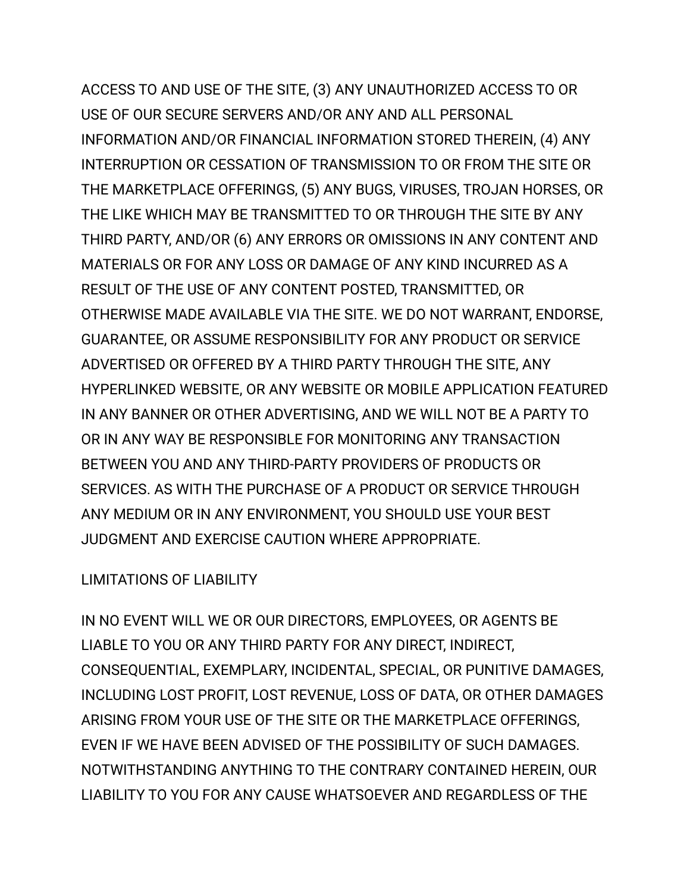ACCESS TO AND USE OF THE SITE, (3) ANY UNAUTHORIZED ACCESS TO OR USE OF OUR SECURE SERVERS AND/OR ANY AND ALL PERSONAL INFORMATION AND/OR FINANCIAL INFORMATION STORED THEREIN, (4) ANY INTERRUPTION OR CESSATION OF TRANSMISSION TO OR FROM THE SITE OR THE MARKETPLACE OFFERINGS, (5) ANY BUGS, VIRUSES, TROJAN HORSES, OR THE LIKE WHICH MAY BE TRANSMITTED TO OR THROUGH THE SITE BY ANY THIRD PARTY, AND/OR (6) ANY ERRORS OR OMISSIONS IN ANY CONTENT AND MATERIALS OR FOR ANY LOSS OR DAMAGE OF ANY KIND INCURRED AS A RESULT OF THE USE OF ANY CONTENT POSTED, TRANSMITTED, OR OTHERWISE MADE AVAILABLE VIA THE SITE. WE DO NOT WARRANT, ENDORSE, GUARANTEE, OR ASSUME RESPONSIBILITY FOR ANY PRODUCT OR SERVICE ADVERTISED OR OFFERED BY A THIRD PARTY THROUGH THE SITE, ANY HYPERLINKED WEBSITE, OR ANY WEBSITE OR MOBILE APPLICATION FEATURED IN ANY BANNER OR OTHER ADVERTISING, AND WE WILL NOT BE A PARTY TO OR IN ANY WAY BE RESPONSIBLE FOR MONITORING ANY TRANSACTION BETWEEN YOU AND ANY THIRD-PARTY PROVIDERS OF PRODUCTS OR SERVICES. AS WITH THE PURCHASE OF A PRODUCT OR SERVICE THROUGH ANY MEDIUM OR IN ANY ENVIRONMENT, YOU SHOULD USE YOUR BEST JUDGMENT AND EXERCISE CAUTION WHERE APPROPRIATE.

## LIMITATIONS OF LIABILITY

IN NO EVENT WILL WE OR OUR DIRECTORS, EMPLOYEES, OR AGENTS BE LIABLE TO YOU OR ANY THIRD PARTY FOR ANY DIRECT, INDIRECT, CONSEQUENTIAL, EXEMPLARY, INCIDENTAL, SPECIAL, OR PUNITIVE DAMAGES, INCLUDING LOST PROFIT, LOST REVENUE, LOSS OF DATA, OR OTHER DAMAGES ARISING FROM YOUR USE OF THE SITE OR THE MARKETPLACE OFFERINGS, EVEN IF WE HAVE BEEN ADVISED OF THE POSSIBILITY OF SUCH DAMAGES. NOTWITHSTANDING ANYTHING TO THE CONTRARY CONTAINED HEREIN, OUR LIABILITY TO YOU FOR ANY CAUSE WHATSOEVER AND REGARDLESS OF THE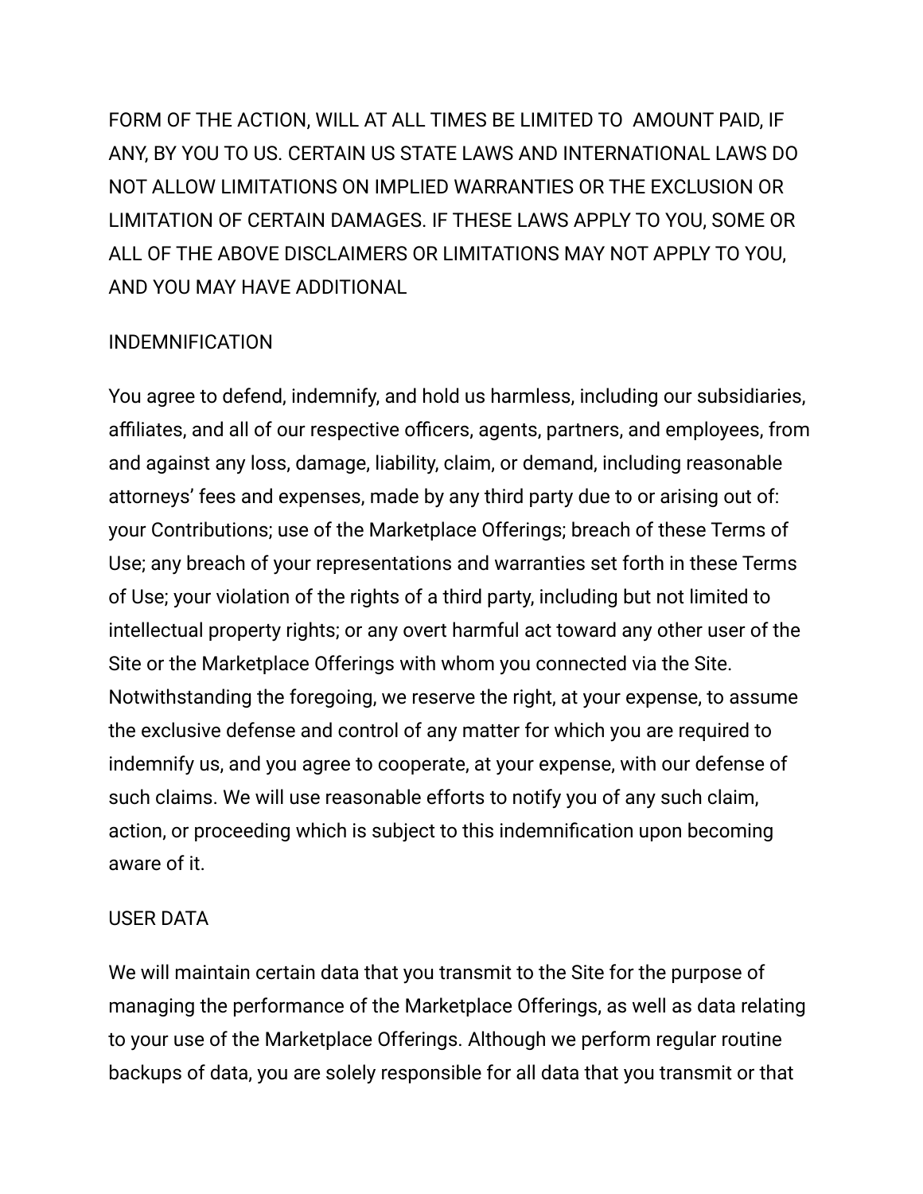FORM OF THE ACTION, WILL AT ALL TIMES BE LIMITED TO AMOUNT PAID, IF ANY, BY YOU TO US. CERTAIN US STATE LAWS AND INTERNATIONAL LAWS DO NOT ALLOW LIMITATIONS ON IMPLIED WARRANTIES OR THE EXCLUSION OR LIMITATION OF CERTAIN DAMAGES. IF THESE LAWS APPLY TO YOU, SOME OR ALL OF THE ABOVE DISCLAIMERS OR LIMITATIONS MAY NOT APPLY TO YOU, AND YOU MAY HAVE ADDITIONAL

## INDEMNIFICATION

You agree to defend, indemnify, and hold us harmless, including our subsidiaries, affiliates, and all of our respective officers, agents, partners, and employees, from and against any loss, damage, liability, claim, or demand, including reasonable attorneys' fees and expenses, made by any third party due to or arising out of: your Contributions; use of the Marketplace Offerings; breach of these Terms of Use; any breach of your representations and warranties set forth in these Terms of Use; your violation of the rights of a third party, including but not limited to intellectual property rights; or any overt harmful act toward any other user of the Site or the Marketplace Offerings with whom you connected via the Site. Notwithstanding the foregoing, we reserve the right, at your expense, to assume the exclusive defense and control of any matter for which you are required to indemnify us, and you agree to cooperate, at your expense, with our defense of such claims. We will use reasonable efforts to notify you of any such claim, action, or proceeding which is subject to this indemnification upon becoming aware of it.

## USER DATA

We will maintain certain data that you transmit to the Site for the purpose of managing the performance of the Marketplace Offerings, as well as data relating to your use of the Marketplace Offerings. Although we perform regular routine backups of data, you are solely responsible for all data that you transmit or that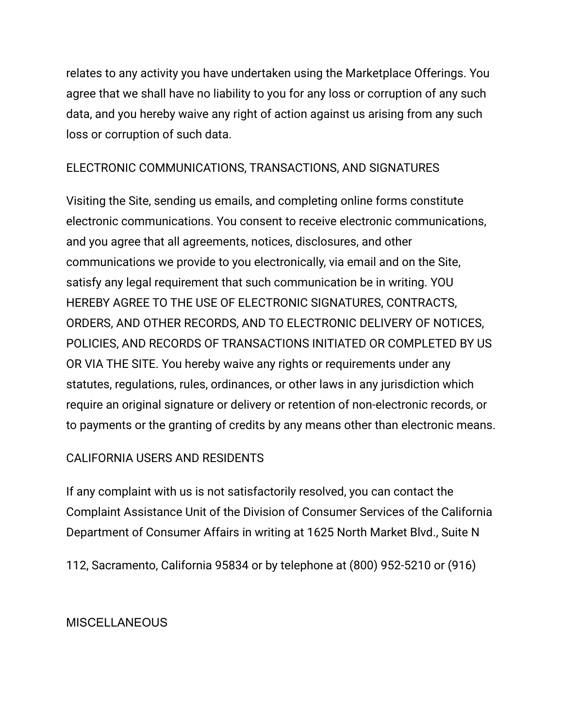relates to any activity you have undertaken using the Marketplace Offerings. You agree that we shall have no liability to you for any loss or corruption of any such data, and you hereby waive any right of action against us arising from any such loss or corruption of such data.

## ELECTRONIC COMMUNICATIONS, TRANSACTIONS, AND SIGNATURES

Visiting the Site, sending us emails, and completing online forms constitute electronic communications. You consent to receive electronic communications, and you agree that all agreements, notices, disclosures, and other communications we provide to you electronically, via email and on the Site, satisfy any legal requirement that such communication be in writing. YOU HEREBY AGREE TO THE USE OF ELECTRONIC SIGNATURES, CONTRACTS, ORDERS, AND OTHER RECORDS, AND TO ELECTRONIC DELIVERY OF NOTICES, POLICIES, AND RECORDS OF TRANSACTIONS INITIATED OR COMPLETED BY US OR VIA THE SITE. You hereby waive any rights or requirements under any statutes, regulations, rules, ordinances, or other laws in any jurisdiction which require an original signature or delivery or retention of non-electronic records, or to payments or the granting of credits by any means other than electronic means.

## CALIFORNIA USERS AND RESIDENTS

If any complaint with us is not satisfactorily resolved, you can contact the Complaint Assistance Unit of the Division of Consumer Services of the California Department of Consumer Affairs in writing at 1625 North Market Blvd., Suite N

112, Sacramento, California 95834 or by telephone at (800) 952-5210 or (916)

## MISCELLANEOUS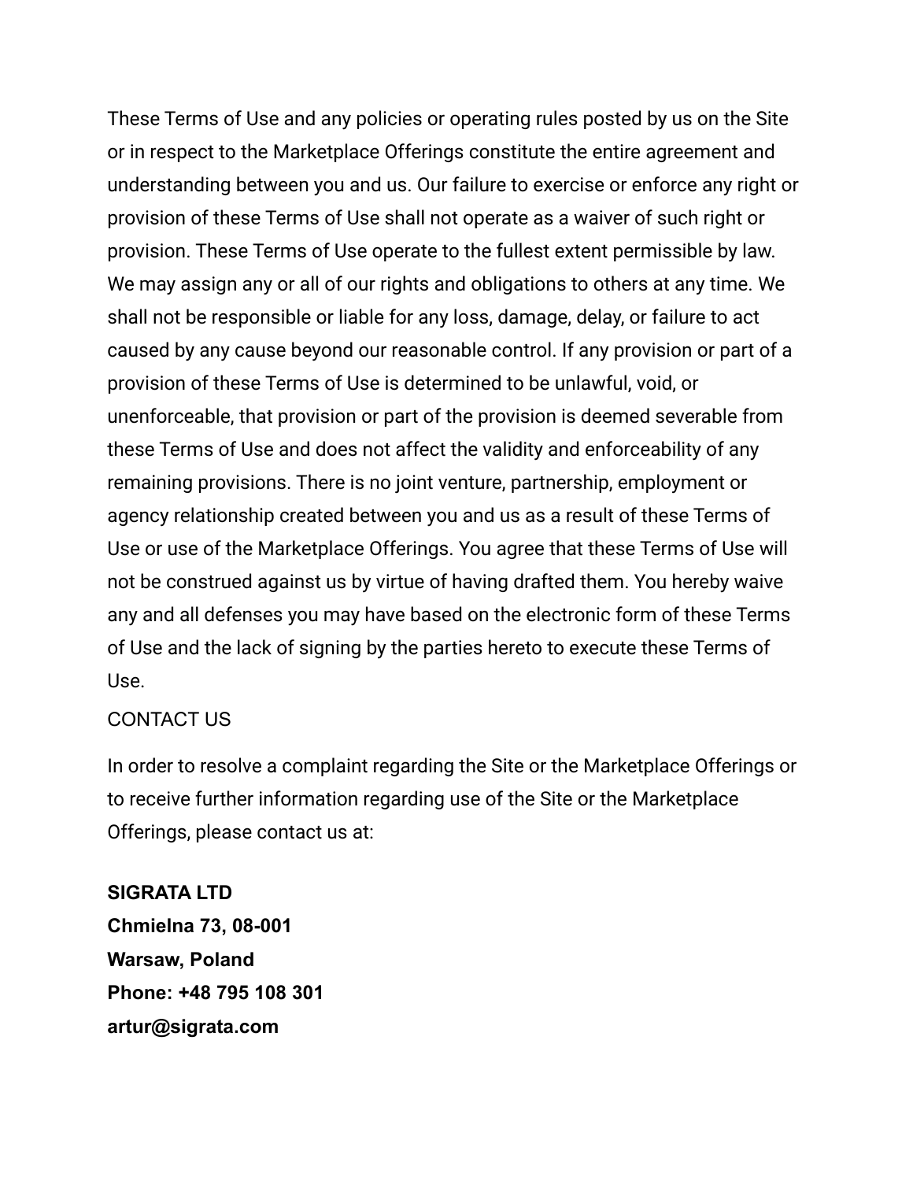These Terms of Use and any policies or operating rules posted by us on the Site or in respect to the Marketplace Offerings constitute the entire agreement and understanding between you and us. Our failure to exercise or enforce any right or provision of these Terms of Use shall not operate as a waiver of such right or provision. These Terms of Use operate to the fullest extent permissible by law. We may assign any or all of our rights and obligations to others at any time. We shall not be responsible or liable for any loss, damage, delay, or failure to act caused by any cause beyond our reasonable control. If any provision or part of a provision of these Terms of Use is determined to be unlawful, void, or unenforceable, that provision or part of the provision is deemed severable from these Terms of Use and does not affect the validity and enforceability of any remaining provisions. There is no joint venture, partnership, employment or agency relationship created between you and us as a result of these Terms of Use or use of the Marketplace Offerings. You agree that these Terms of Use will not be construed against us by virtue of having drafted them. You hereby waive any and all defenses you may have based on the electronic form of these Terms of Use and the lack of signing by the parties hereto to execute these Terms of Use.

## CONTACT US

In order to resolve a complaint regarding the Site or the Marketplace Offerings or to receive further information regarding use of the Site or the Marketplace Offerings, please contact us at:

**SIGRATA LTD**
**Chmielna 73, 08-001**
**Warsaw, Poland**
**Phone: +48 795 108 301**
**artur@sigrata.com**